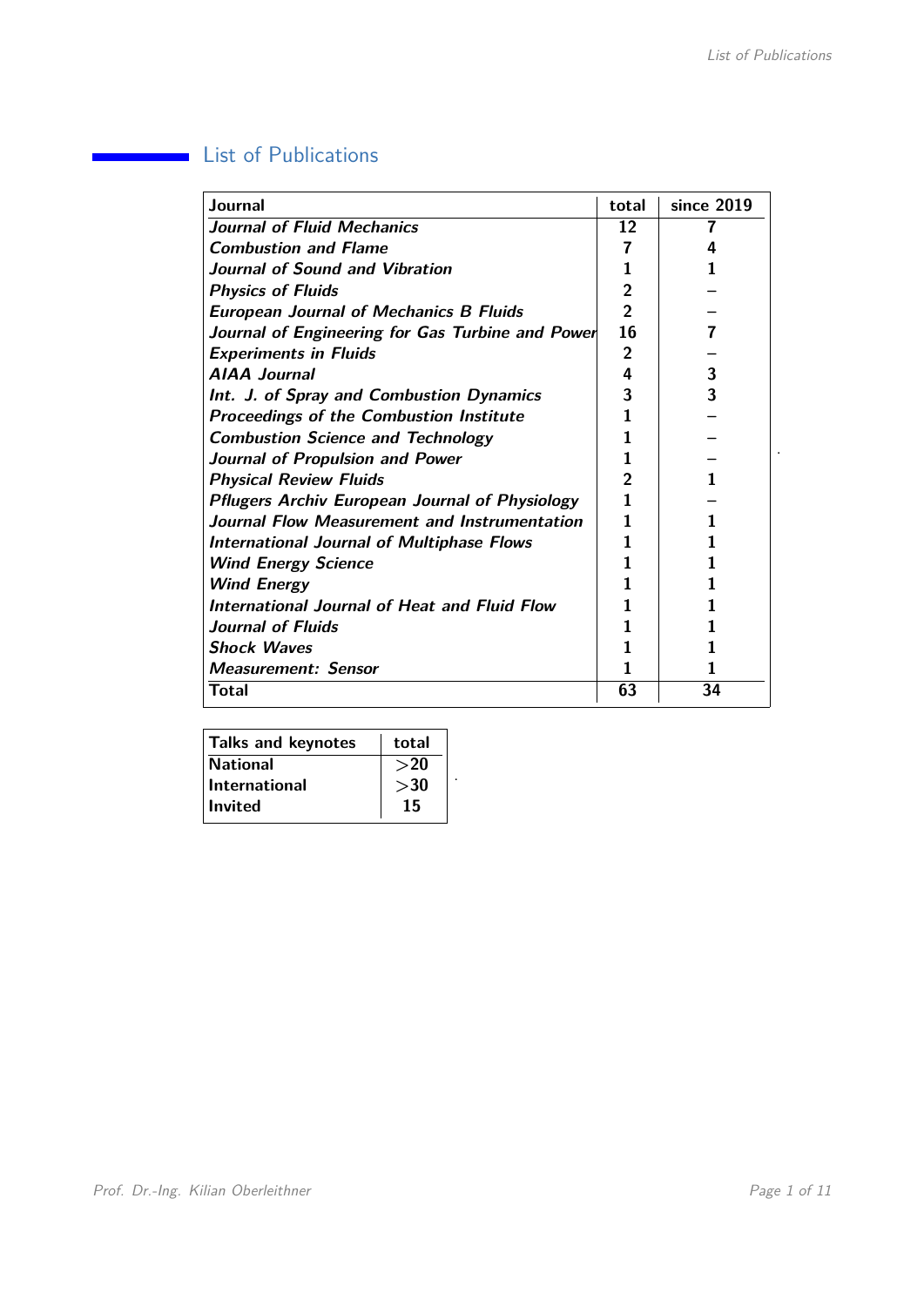# List of Publications

| Journal | total | since 2019 |
|---|---|---|
| ***Journal of Fluid Mechanics*** | **12** | **7** |
| ***Combustion and Flame*** | **7** | **4** |
| ***Journal of Sound and Vibration*** | **1** | **1** |
| ***Physics of Fluids*** | **2** | – |
| ***European Journal of Mechanics B Fluids*** | **2** | – |
| ***Journal of Engineering for Gas Turbine and Power*** | **16** | **7** |
| ***Experiments in Fluids*** | **2** | – |
| ***AIAA Journal*** | **4** | **3** |
| ***Int. J. of Spray and Combustion Dynamics*** | **3** | **3** |
| ***Proceedings of the Combustion Institute*** | **1** | – |
| ***Combustion Science and Technology*** | **1** | – |
| ***Journal of Propulsion and Power*** | **1** | – |
| ***Physical Review Fluids*** | **2** | **1** |
| ***Pflugers Archiv European Journal of Physiology*** | **1** | – |
| ***Journal Flow Measurement and Instrumentation*** | **1** | **1** |
| ***International Journal of Multiphase Flows*** | **1** | **1** |
| ***Wind Energy Science*** | **1** | **1** |
| ***Wind Energy*** | **1** | **1** |
| ***International Journal of Heat and Fluid Flow*** | **1** | **1** |
| ***Journal of Fluids*** | **1** | **1** |
| ***Shock Waves*** | **1** | **1** |
| ***Measurement: Sensor*** | **1** | **1** |
| **Total** | **63** | **34** |

| Talks and keynotes | total |
|---|---|
| National | >20 |
| International | >30 |
| Invited | 15 |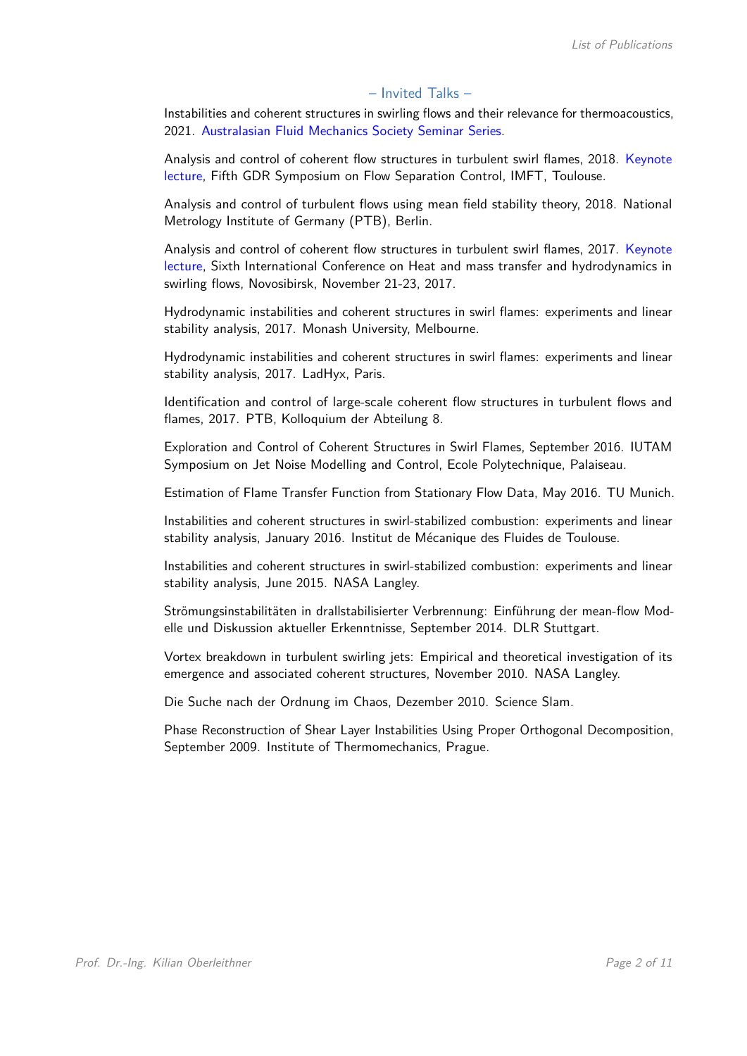## – Invited Talks –

Instabilities and coherent structures in swirling flows and their relevance for thermoacoustics, 2021. Australasian Fluid Mechanics Society Seminar Series.

Analysis and control of coherent flow structures in turbulent swirl flames, 2018. Keynote lecture, Fifth GDR Symposium on Flow Separation Control, IMFT, Toulouse.

Analysis and control of turbulent flows using mean field stability theory, 2018. National Metrology Institute of Germany (PTB), Berlin.

Analysis and control of coherent flow structures in turbulent swirl flames, 2017. Keynote lecture, Sixth International Conference on Heat and mass transfer and hydrodynamics in swirling flows, Novosibirsk, November 21-23, 2017.

Hydrodynamic instabilities and coherent structures in swirl flames: experiments and linear stability analysis, 2017. Monash University, Melbourne.

Hydrodynamic instabilities and coherent structures in swirl flames: experiments and linear stability analysis, 2017. LadHyx, Paris.

Identification and control of large-scale coherent flow structures in turbulent flows and flames, 2017. PTB, Kolloquium der Abteilung 8.

Exploration and Control of Coherent Structures in Swirl Flames, September 2016. IUTAM Symposium on Jet Noise Modelling and Control, Ecole Polytechnique, Palaiseau.

Estimation of Flame Transfer Function from Stationary Flow Data, May 2016. TU Munich.

Instabilities and coherent structures in swirl-stabilized combustion: experiments and linear stability analysis, January 2016. Institut de Mécanique des Fluides de Toulouse.

Instabilities and coherent structures in swirl-stabilized combustion: experiments and linear stability analysis, June 2015. NASA Langley.

Strömungsinstabilitäten in drallstabilisierter Verbrennung: Einführung der mean-flow Modelle und Diskussion aktueller Erkenntnisse, September 2014. DLR Stuttgart.

Vortex breakdown in turbulent swirling jets: Empirical and theoretical investigation of its emergence and associated coherent structures, November 2010. NASA Langley.

Die Suche nach der Ordnung im Chaos, Dezember 2010. Science Slam.

Phase Reconstruction of Shear Layer Instabilities Using Proper Orthogonal Decomposition, September 2009. Institute of Thermomechanics, Prague.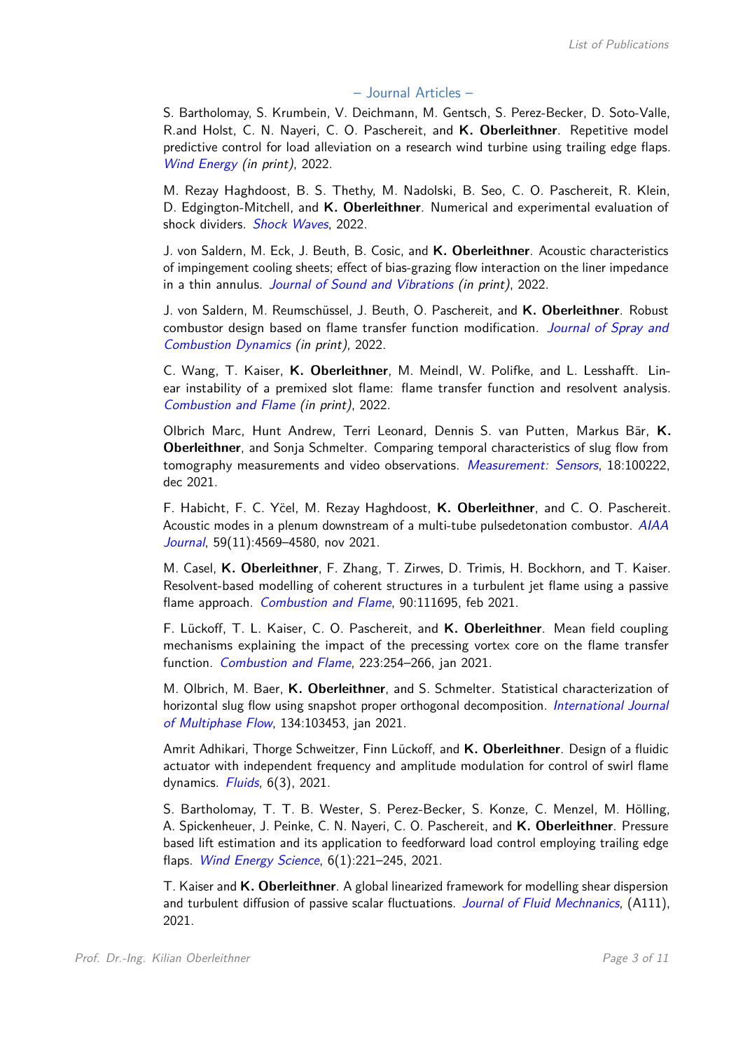## – Journal Articles –

S. Bartholomay, S. Krumbein, V. Deichmann, M. Gentsch, S. Perez-Becker, D. Soto-Valle, R.and Holst, C. N. Nayeri, C. O. Paschereit, and **K. Oberleithner**. Repetitive model predictive control for load alleviation on a research wind turbine using trailing edge flaps. *Wind Energy (in print)*, 2022.

M. Rezay Haghdoost, B. S. Thethy, M. Nadolski, B. Seo, C. O. Paschereit, R. Klein, D. Edgington-Mitchell, and **K. Oberleithner**. Numerical and experimental evaluation of shock dividers. *Shock Waves*, 2022.

J. von Saldern, M. Eck, J. Beuth, B. Cosic, and **K. Oberleithner**. Acoustic characteristics of impingement cooling sheets; effect of bias-grazing flow interaction on the liner impedance in a thin annulus. *Journal of Sound and Vibrations (in print)*, 2022.

J. von Saldern, M. Reumschüssel, J. Beuth, O. Paschereit, and **K. Oberleithner**. Robust combustor design based on flame transfer function modification. *Journal of Spray and Combustion Dynamics (in print)*, 2022.

C. Wang, T. Kaiser, **K. Oberleithner**, M. Meindl, W. Polifke, and L. Lesshafft. Linear instability of a premixed slot flame: flame transfer function and resolvent analysis. *Combustion and Flame (in print)*, 2022.

Olbrich Marc, Hunt Andrew, Terri Leonard, Dennis S. van Putten, Markus Bär, **K. Oberleithner**, and Sonja Schmelter. Comparing temporal characteristics of slug flow from tomography measurements and video observations. *Measurement: Sensors*, 18:100222, dec 2021.

F. Habicht, F. C. Yčel, M. Rezay Haghdoost, **K. Oberleithner**, and C. O. Paschereit. Acoustic modes in a plenum downstream of a multi-tube pulsedetonation combustor. *AIAA Journal*, 59(11):4569–4580, nov 2021.

M. Casel, **K. Oberleithner**, F. Zhang, T. Zirwes, D. Trimis, H. Bockhorn, and T. Kaiser. Resolvent-based modelling of coherent structures in a turbulent jet flame using a passive flame approach. *Combustion and Flame*, 90:111695, feb 2021.

F. Lückoff, T. L. Kaiser, C. O. Paschereit, and **K. Oberleithner**. Mean field coupling mechanisms explaining the impact of the precessing vortex core on the flame transfer function. *Combustion and Flame*, 223:254–266, jan 2021.

M. Olbrich, M. Baer, **K. Oberleithner**, and S. Schmelter. Statistical characterization of horizontal slug flow using snapshot proper orthogonal decomposition. *International Journal of Multiphase Flow*, 134:103453, jan 2021.

Amrit Adhikari, Thorge Schweitzer, Finn Lückoff, and **K. Oberleithner**. Design of a fluidic actuator with independent frequency and amplitude modulation for control of swirl flame dynamics. *Fluids*, 6(3), 2021.

S. Bartholomay, T. T. B. Wester, S. Perez-Becker, S. Konze, C. Menzel, M. Hölling, A. Spickenheuer, J. Peinke, C. N. Nayeri, C. O. Paschereit, and **K. Oberleithner**. Pressure based lift estimation and its application to feedforward load control employing trailing edge flaps. *Wind Energy Science*, 6(1):221–245, 2021.

T. Kaiser and **K. Oberleithner**. A global linearized framework for modelling shear dispersion and turbulent diffusion of passive scalar fluctuations. *Journal of Fluid Mechnanics*, (A111), 2021.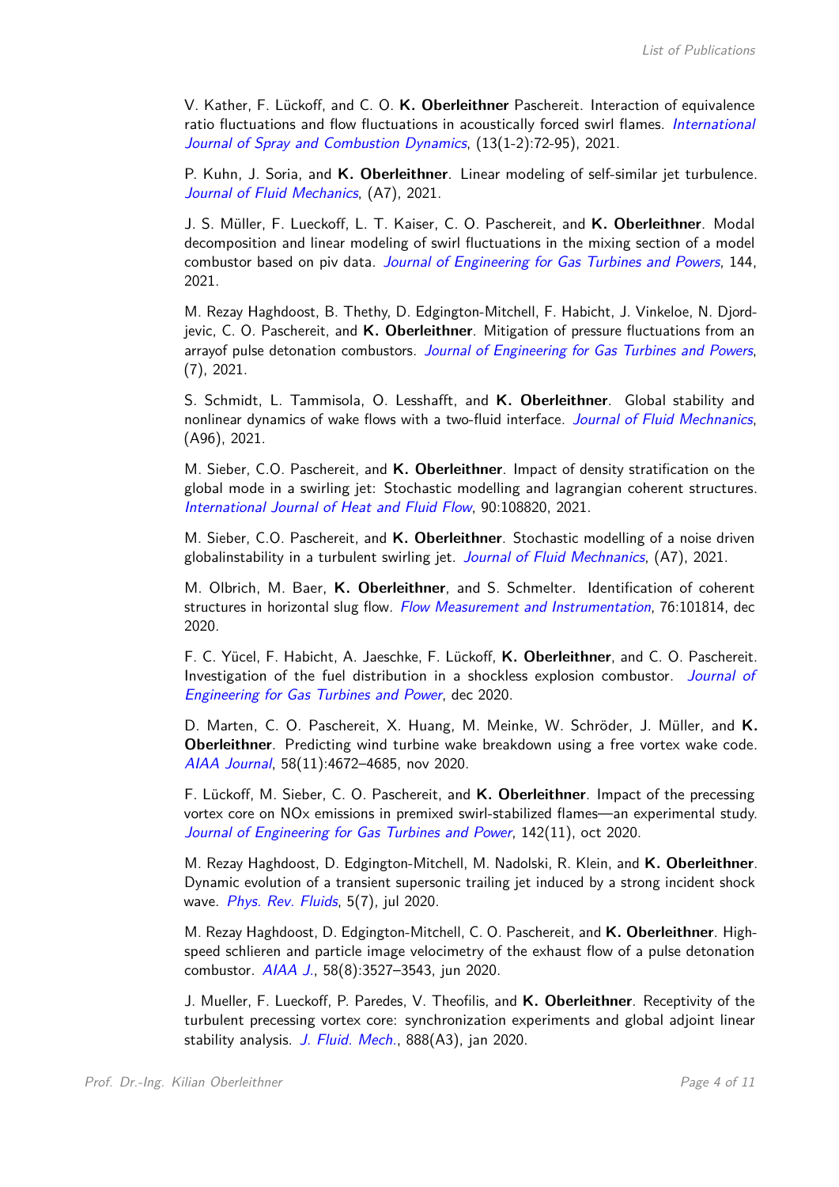V. Kather, F. Lückoff, and C. O. **K. Oberleithner** Paschereit. Interaction of equivalence ratio fluctuations and flow fluctuations in acoustically forced swirl flames. *International Journal of Spray and Combustion Dynamics*, (13(1-2):72-95), 2021.

P. Kuhn, J. Soria, and **K. Oberleithner**. Linear modeling of self-similar jet turbulence. *Journal of Fluid Mechanics*, (A7), 2021.

J. S. Müller, F. Lueckoff, L. T. Kaiser, C. O. Paschereit, and **K. Oberleithner**. Modal decomposition and linear modeling of swirl fluctuations in the mixing section of a model combustor based on piv data. *Journal of Engineering for Gas Turbines and Powers*, 144, 2021.

M. Rezay Haghdoost, B. Thethy, D. Edgington-Mitchell, F. Habicht, J. Vinkeloe, N. Djordjevic, C. O. Paschereit, and **K. Oberleithner**. Mitigation of pressure fluctuations from an arrayof pulse detonation combustors. *Journal of Engineering for Gas Turbines and Powers*, (7), 2021.

S. Schmidt, L. Tammisola, O. Lesshafft, and **K. Oberleithner**. Global stability and nonlinear dynamics of wake flows with a two-fluid interface. *Journal of Fluid Mechnanics*, (A96), 2021.

M. Sieber, C.O. Paschereit, and **K. Oberleithner**. Impact of density stratification on the global mode in a swirling jet: Stochastic modelling and lagrangian coherent structures. *International Journal of Heat and Fluid Flow*, 90:108820, 2021.

M. Sieber, C.O. Paschereit, and **K. Oberleithner**. Stochastic modelling of a noise driven globalinstability in a turbulent swirling jet. *Journal of Fluid Mechnanics*, (A7), 2021.

M. Olbrich, M. Baer, **K. Oberleithner**, and S. Schmelter. Identification of coherent structures in horizontal slug flow. *Flow Measurement and Instrumentation*, 76:101814, dec 2020.

F. C. Yücel, F. Habicht, A. Jaeschke, F. Lückoff, **K. Oberleithner**, and C. O. Paschereit. Investigation of the fuel distribution in a shockless explosion combustor. *Journal of Engineering for Gas Turbines and Power*, dec 2020.

D. Marten, C. O. Paschereit, X. Huang, M. Meinke, W. Schröder, J. Müller, and **K. Oberleithner**. Predicting wind turbine wake breakdown using a free vortex wake code. *AIAA Journal*, 58(11):4672–4685, nov 2020.

F. Lückoff, M. Sieber, C. O. Paschereit, and **K. Oberleithner**. Impact of the precessing vortex core on NOx emissions in premixed swirl-stabilized flames—an experimental study. *Journal of Engineering for Gas Turbines and Power*, 142(11), oct 2020.

M. Rezay Haghdoost, D. Edgington-Mitchell, M. Nadolski, R. Klein, and **K. Oberleithner**. Dynamic evolution of a transient supersonic trailing jet induced by a strong incident shock wave. *Phys. Rev. Fluids*, 5(7), jul 2020.

M. Rezay Haghdoost, D. Edgington-Mitchell, C. O. Paschereit, and **K. Oberleithner**. High-speed schlieren and particle image velocimetry of the exhaust flow of a pulse detonation combustor. *AIAA J.*, 58(8):3527–3543, jun 2020.

J. Mueller, F. Lueckoff, P. Paredes, V. Theofilis, and **K. Oberleithner**. Receptivity of the turbulent precessing vortex core: synchronization experiments and global adjoint linear stability analysis. *J. Fluid. Mech.*, 888(A3), jan 2020.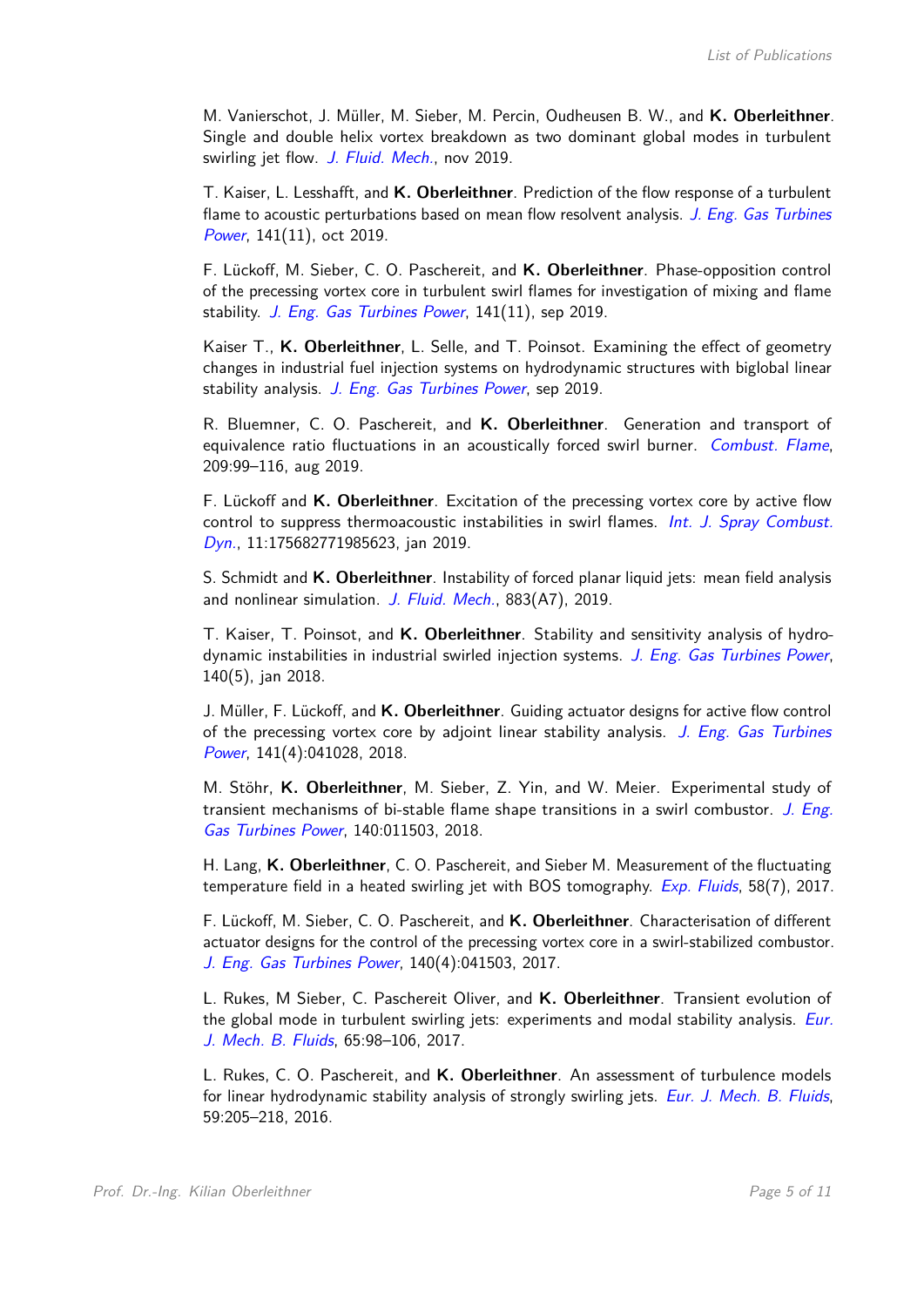M. Vanierschot, J. Müller, M. Sieber, M. Percin, Oudheusen B. W., and **K. Oberleithner**. Single and double helix vortex breakdown as two dominant global modes in turbulent swirling jet flow. *J. Fluid. Mech.*, nov 2019.

T. Kaiser, L. Lesshafft, and **K. Oberleithner**. Prediction of the flow response of a turbulent flame to acoustic perturbations based on mean flow resolvent analysis. *J. Eng. Gas Turbines Power*, 141(11), oct 2019.

F. Lückoff, M. Sieber, C. O. Paschereit, and **K. Oberleithner**. Phase-opposition control of the precessing vortex core in turbulent swirl flames for investigation of mixing and flame stability. *J. Eng. Gas Turbines Power*, 141(11), sep 2019.

Kaiser T., **K. Oberleithner**, L. Selle, and T. Poinsot. Examining the effect of geometry changes in industrial fuel injection systems on hydrodynamic structures with biglobal linear stability analysis. *J. Eng. Gas Turbines Power*, sep 2019.

R. Bluemner, C. O. Paschereit, and **K. Oberleithner**. Generation and transport of equivalence ratio fluctuations in an acoustically forced swirl burner. *Combust. Flame*, 209:99–116, aug 2019.

F. Lückoff and **K. Oberleithner**. Excitation of the precessing vortex core by active flow control to suppress thermoacoustic instabilities in swirl flames. *Int. J. Spray Combust. Dyn.*, 11:175682771985623, jan 2019.

S. Schmidt and **K. Oberleithner**. Instability of forced planar liquid jets: mean field analysis and nonlinear simulation. *J. Fluid. Mech.*, 883(A7), 2019.

T. Kaiser, T. Poinsot, and **K. Oberleithner**. Stability and sensitivity analysis of hydrodynamic instabilities in industrial swirled injection systems. *J. Eng. Gas Turbines Power*, 140(5), jan 2018.

J. Müller, F. Lückoff, and **K. Oberleithner**. Guiding actuator designs for active flow control of the precessing vortex core by adjoint linear stability analysis. *J. Eng. Gas Turbines Power*, 141(4):041028, 2018.

M. Stöhr, **K. Oberleithner**, M. Sieber, Z. Yin, and W. Meier. Experimental study of transient mechanisms of bi-stable flame shape transitions in a swirl combustor. *J. Eng. Gas Turbines Power*, 140:011503, 2018.

H. Lang, **K. Oberleithner**, C. O. Paschereit, and Sieber M. Measurement of the fluctuating temperature field in a heated swirling jet with BOS tomography. *Exp. Fluids*, 58(7), 2017.

F. Lückoff, M. Sieber, C. O. Paschereit, and **K. Oberleithner**. Characterisation of different actuator designs for the control of the precessing vortex core in a swirl-stabilized combustor. *J. Eng. Gas Turbines Power*, 140(4):041503, 2017.

L. Rukes, M Sieber, C. Paschereit Oliver, and **K. Oberleithner**. Transient evolution of the global mode in turbulent swirling jets: experiments and modal stability analysis. *Eur. J. Mech. B. Fluids*, 65:98–106, 2017.

L. Rukes, C. O. Paschereit, and **K. Oberleithner**. An assessment of turbulence models for linear hydrodynamic stability analysis of strongly swirling jets. *Eur. J. Mech. B. Fluids*, 59:205–218, 2016.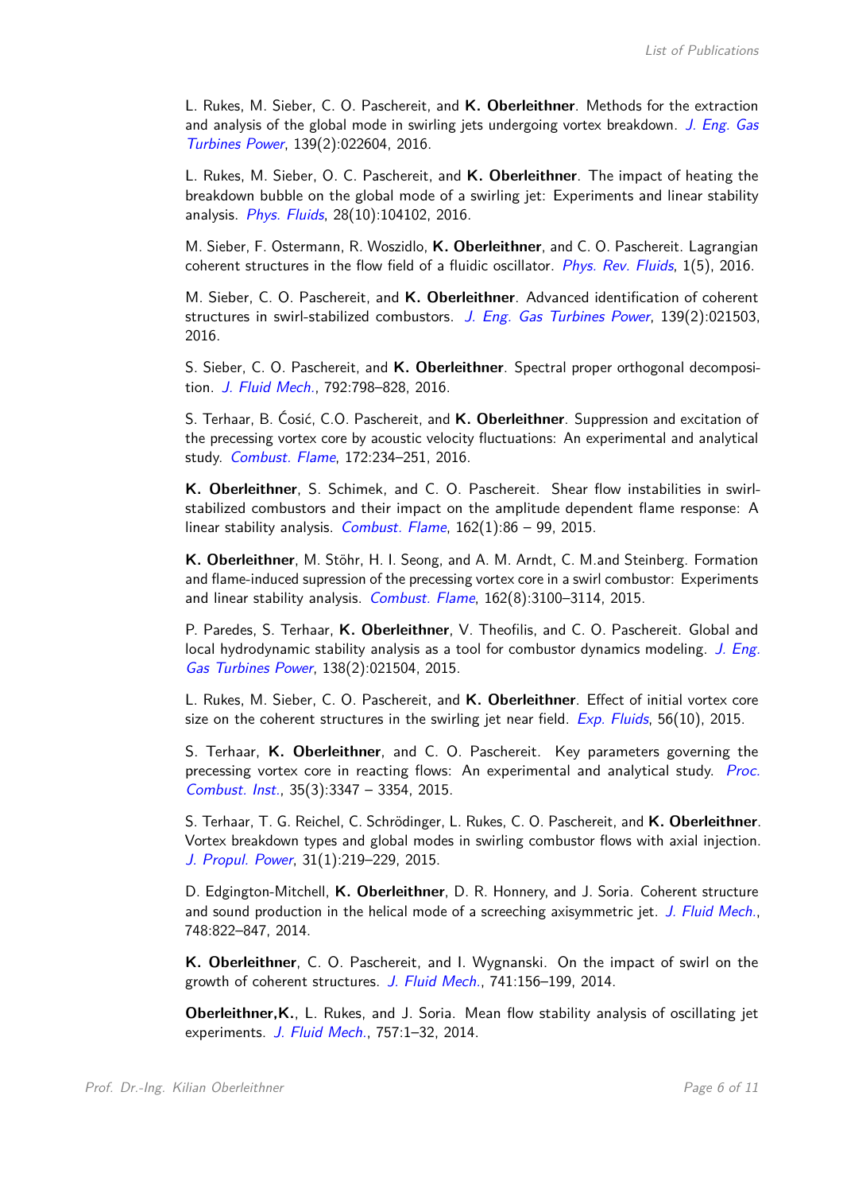L. Rukes, M. Sieber, C. O. Paschereit, and **K. Oberleithner**. Methods for the extraction and analysis of the global mode in swirling jets undergoing vortex breakdown. *J. Eng. Gas Turbines Power*, 139(2):022604, 2016.

L. Rukes, M. Sieber, O. C. Paschereit, and **K. Oberleithner**. The impact of heating the breakdown bubble on the global mode of a swirling jet: Experiments and linear stability analysis. *Phys. Fluids*, 28(10):104102, 2016.

M. Sieber, F. Ostermann, R. Woszidlo, **K. Oberleithner**, and C. O. Paschereit. Lagrangian coherent structures in the flow field of a fluidic oscillator. *Phys. Rev. Fluids*, 1(5), 2016.

M. Sieber, C. O. Paschereit, and **K. Oberleithner**. Advanced identification of coherent structures in swirl-stabilized combustors. *J. Eng. Gas Turbines Power*, 139(2):021503, 2016.

S. Sieber, C. O. Paschereit, and **K. Oberleithner**. Spectral proper orthogonal decomposition. *J. Fluid Mech.*, 792:798–828, 2016.

S. Terhaar, B. Ćosić, C.O. Paschereit, and **K. Oberleithner**. Suppression and excitation of the precessing vortex core by acoustic velocity fluctuations: An experimental and analytical study. *Combust. Flame*, 172:234–251, 2016.

**K. Oberleithner**, S. Schimek, and C. O. Paschereit. Shear flow instabilities in swirl-stabilized combustors and their impact on the amplitude dependent flame response: A linear stability analysis. *Combust. Flame*, 162(1):86 – 99, 2015.

**K. Oberleithner**, M. Stöhr, H. I. Seong, and A. M. Arndt, C. M.and Steinberg. Formation and flame-induced supression of the precessing vortex core in a swirl combustor: Experiments and linear stability analysis. *Combust. Flame*, 162(8):3100–3114, 2015.

P. Paredes, S. Terhaar, **K. Oberleithner**, V. Theofilis, and C. O. Paschereit. Global and local hydrodynamic stability analysis as a tool for combustor dynamics modeling. *J. Eng. Gas Turbines Power*, 138(2):021504, 2015.

L. Rukes, M. Sieber, C. O. Paschereit, and **K. Oberleithner**. Effect of initial vortex core size on the coherent structures in the swirling jet near field. *Exp. Fluids*, 56(10), 2015.

S. Terhaar, **K. Oberleithner**, and C. O. Paschereit. Key parameters governing the precessing vortex core in reacting flows: An experimental and analytical study. *Proc. Combust. Inst.*, 35(3):3347 – 3354, 2015.

S. Terhaar, T. G. Reichel, C. Schrödinger, L. Rukes, C. O. Paschereit, and **K. Oberleithner**. Vortex breakdown types and global modes in swirling combustor flows with axial injection. *J. Propul. Power*, 31(1):219–229, 2015.

D. Edgington-Mitchell, **K. Oberleithner**, D. R. Honnery, and J. Soria. Coherent structure and sound production in the helical mode of a screeching axisymmetric jet. *J. Fluid Mech.*, 748:822–847, 2014.

**K. Oberleithner**, C. O. Paschereit, and I. Wygnanski. On the impact of swirl on the growth of coherent structures. *J. Fluid Mech.*, 741:156–199, 2014.

**Oberleithner,K.**, L. Rukes, and J. Soria. Mean flow stability analysis of oscillating jet experiments. *J. Fluid Mech.*, 757:1–32, 2014.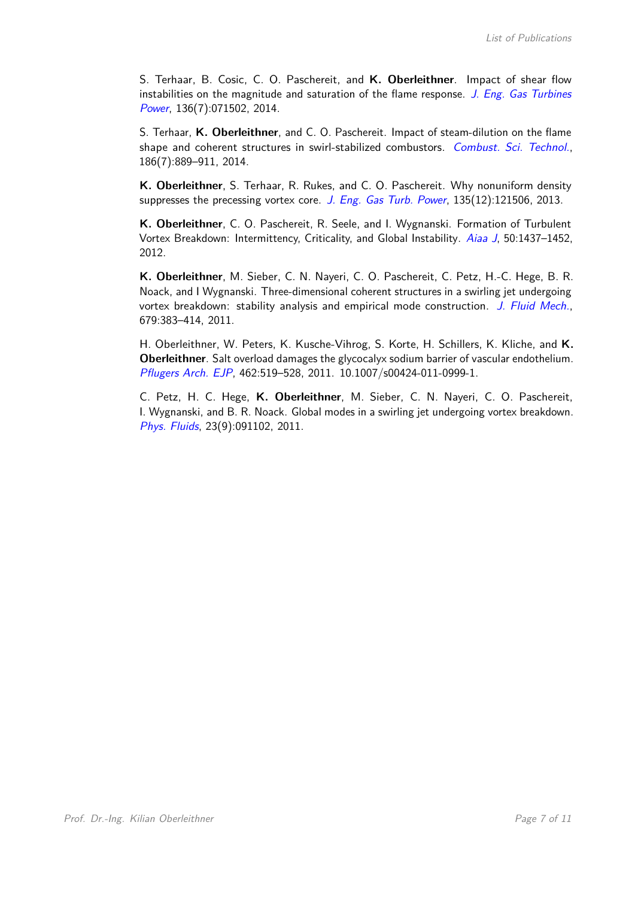S. Terhaar, B. Cosic, C. O. Paschereit, and **K. Oberleithner**. Impact of shear flow instabilities on the magnitude and saturation of the flame response. *J. Eng. Gas Turbines Power*, 136(7):071502, 2014.

S. Terhaar, **K. Oberleithner**, and C. O. Paschereit. Impact of steam-dilution on the flame shape and coherent structures in swirl-stabilized combustors. *Combust. Sci. Technol.*, 186(7):889–911, 2014.

**K. Oberleithner**, S. Terhaar, R. Rukes, and C. O. Paschereit. Why nonuniform density suppresses the precessing vortex core. *J. Eng. Gas Turb. Power*, 135(12):121506, 2013.

**K. Oberleithner**, C. O. Paschereit, R. Seele, and I. Wygnanski. Formation of Turbulent Vortex Breakdown: Intermittency, Criticality, and Global Instability. *Aiaa J*, 50:1437–1452, 2012.

**K. Oberleithner**, M. Sieber, C. N. Nayeri, C. O. Paschereit, C. Petz, H.-C. Hege, B. R. Noack, and I Wygnanski. Three-dimensional coherent structures in a swirling jet undergoing vortex breakdown: stability analysis and empirical mode construction. *J. Fluid Mech.*, 679:383–414, 2011.

H. Oberleithner, W. Peters, K. Kusche-Vihrog, S. Korte, H. Schillers, K. Kliche, and **K. Oberleithner**. Salt overload damages the glycocalyx sodium barrier of vascular endothelium. *Pflugers Arch. EJP*, 462:519–528, 2011. 10.1007/s00424-011-0999-1.

C. Petz, H. C. Hege, **K. Oberleithner**, M. Sieber, C. N. Nayeri, C. O. Paschereit, I. Wygnanski, and B. R. Noack. Global modes in a swirling jet undergoing vortex breakdown. *Phys. Fluids*, 23(9):091102, 2011.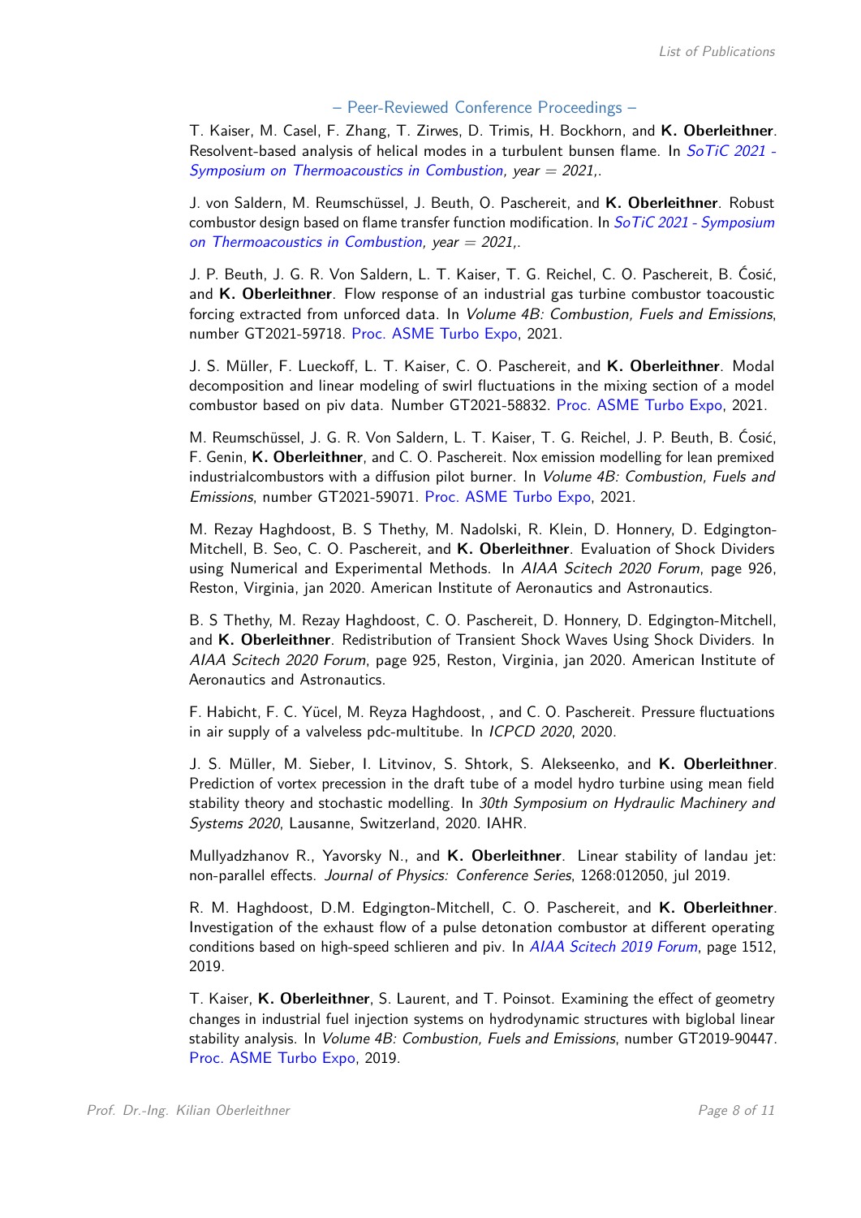## – Peer-Reviewed Conference Proceedings –

T. Kaiser, M. Casel, F. Zhang, T. Zirwes, D. Trimis, H. Bockhorn, and **K. Oberleithner**. Resolvent-based analysis of helical modes in a turbulent bunsen flame. In *SoTiC 2021 - Symposium on Thermoacoustics in Combustion, year = 2021,*.

J. von Saldern, M. Reumschüssel, J. Beuth, O. Paschereit, and **K. Oberleithner**. Robust combustor design based on flame transfer function modification. In *SoTiC 2021 - Symposium on Thermoacoustics in Combustion, year = 2021,*.

J. P. Beuth, J. G. R. Von Saldern, L. T. Kaiser, T. G. Reichel, C. O. Paschereit, B. Ćosić, and **K. Oberleithner**. Flow response of an industrial gas turbine combustor toacoustic forcing extracted from unforced data. In *Volume 4B: Combustion, Fuels and Emissions*, number GT2021-59718. Proc. ASME Turbo Expo, 2021.

J. S. Müller, F. Lueckoff, L. T. Kaiser, C. O. Paschereit, and **K. Oberleithner**. Modal decomposition and linear modeling of swirl fluctuations in the mixing section of a model combustor based on piv data. Number GT2021-58832. Proc. ASME Turbo Expo, 2021.

M. Reumschüssel, J. G. R. Von Saldern, L. T. Kaiser, T. G. Reichel, J. P. Beuth, B. Ćosić, F. Genin, **K. Oberleithner**, and C. O. Paschereit. Nox emission modelling for lean premixed industrialcombustors with a diffusion pilot burner. In *Volume 4B: Combustion, Fuels and Emissions*, number GT2021-59071. Proc. ASME Turbo Expo, 2021.

M. Rezay Haghdoost, B. S Thethy, M. Nadolski, R. Klein, D. Honnery, D. Edgington-Mitchell, B. Seo, C. O. Paschereit, and **K. Oberleithner**. Evaluation of Shock Dividers using Numerical and Experimental Methods. In *AIAA Scitech 2020 Forum*, page 926, Reston, Virginia, jan 2020. American Institute of Aeronautics and Astronautics.

B. S Thethy, M. Rezay Haghdoost, C. O. Paschereit, D. Honnery, D. Edgington-Mitchell, and **K. Oberleithner**. Redistribution of Transient Shock Waves Using Shock Dividers. In *AIAA Scitech 2020 Forum*, page 925, Reston, Virginia, jan 2020. American Institute of Aeronautics and Astronautics.

F. Habicht, F. C. Yücel, M. Reyza Haghdoost, , and C. O. Paschereit. Pressure fluctuations in air supply of a valveless pdc-multitube. In *ICPCD 2020*, 2020.

J. S. Müller, M. Sieber, I. Litvinov, S. Shtork, S. Alekseenko, and **K. Oberleithner**. Prediction of vortex precession in the draft tube of a model hydro turbine using mean field stability theory and stochastic modelling. In *30th Symposium on Hydraulic Machinery and Systems 2020*, Lausanne, Switzerland, 2020. IAHR.

Mullyadzhanov R., Yavorsky N., and **K. Oberleithner**. Linear stability of landau jet: non-parallel effects. *Journal of Physics: Conference Series*, 1268:012050, jul 2019.

R. M. Haghdoost, D.M. Edgington-Mitchell, C. O. Paschereit, and **K. Oberleithner**. Investigation of the exhaust flow of a pulse detonation combustor at different operating conditions based on high-speed schlieren and piv. In *AIAA Scitech 2019 Forum*, page 1512, 2019.

T. Kaiser, **K. Oberleithner**, S. Laurent, and T. Poinsot. Examining the effect of geometry changes in industrial fuel injection systems on hydrodynamic structures with biglobal linear stability analysis. In *Volume 4B: Combustion, Fuels and Emissions*, number GT2019-90447. Proc. ASME Turbo Expo, 2019.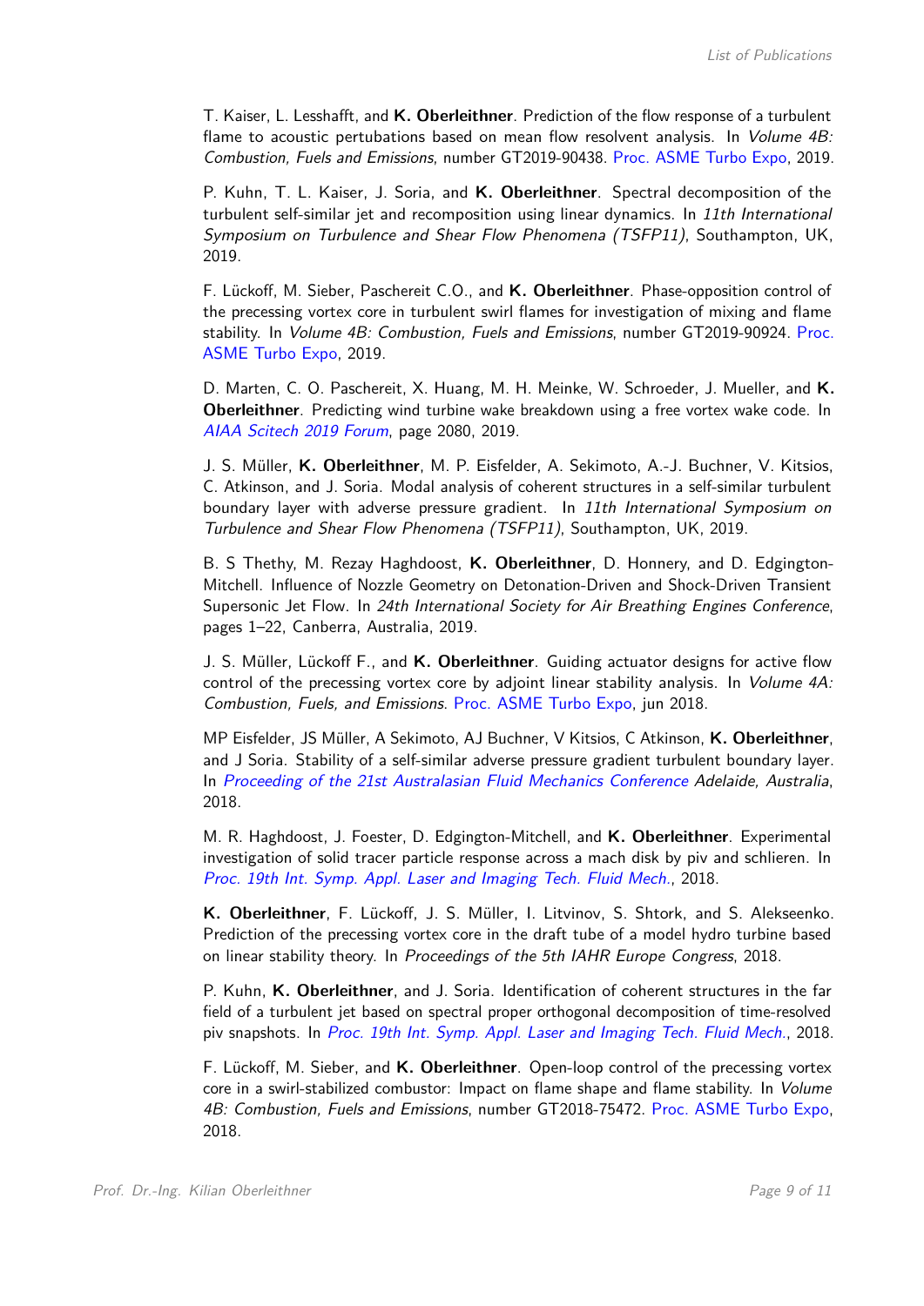T. Kaiser, L. Lesshafft, and **K. Oberleithner**. Prediction of the flow response of a turbulent flame to acoustic pertubations based on mean flow resolvent analysis. In *Volume 4B: Combustion, Fuels and Emissions*, number GT2019-90438. Proc. ASME Turbo Expo, 2019.

P. Kuhn, T. L. Kaiser, J. Soria, and **K. Oberleithner**. Spectral decomposition of the turbulent self-similar jet and recomposition using linear dynamics. In *11th International Symposium on Turbulence and Shear Flow Phenomena (TSFP11)*, Southampton, UK, 2019.

F. Lückoff, M. Sieber, Paschereit C.O., and **K. Oberleithner**. Phase-opposition control of the precessing vortex core in turbulent swirl flames for investigation of mixing and flame stability. In *Volume 4B: Combustion, Fuels and Emissions*, number GT2019-90924. Proc. ASME Turbo Expo, 2019.

D. Marten, C. O. Paschereit, X. Huang, M. H. Meinke, W. Schroeder, J. Mueller, and **K. Oberleithner**. Predicting wind turbine wake breakdown using a free vortex wake code. In *AIAA Scitech 2019 Forum*, page 2080, 2019.

J. S. Müller, **K. Oberleithner**, M. P. Eisfelder, A. Sekimoto, A.-J. Buchner, V. Kitsios, C. Atkinson, and J. Soria. Modal analysis of coherent structures in a self-similar turbulent boundary layer with adverse pressure gradient. In *11th International Symposium on Turbulence and Shear Flow Phenomena (TSFP11)*, Southampton, UK, 2019.

B. S Thethy, M. Rezay Haghdoost, **K. Oberleithner**, D. Honnery, and D. Edgington-Mitchell. Influence of Nozzle Geometry on Detonation-Driven and Shock-Driven Transient Supersonic Jet Flow. In *24th International Society for Air Breathing Engines Conference*, pages 1–22, Canberra, Australia, 2019.

J. S. Müller, Lückoff F., and **K. Oberleithner**. Guiding actuator designs for active flow control of the precessing vortex core by adjoint linear stability analysis. In *Volume 4A: Combustion, Fuels, and Emissions*. Proc. ASME Turbo Expo, jun 2018.

MP Eisfelder, JS Müller, A Sekimoto, AJ Buchner, V Kitsios, C Atkinson, **K. Oberleithner**, and J Soria. Stability of a self-similar adverse pressure gradient turbulent boundary layer. In *Proceeding of the 21st Australasian Fluid Mechanics Conference Adelaide, Australia*, 2018.

M. R. Haghdoost, J. Foester, D. Edgington-Mitchell, and **K. Oberleithner**. Experimental investigation of solid tracer particle response across a mach disk by piv and schlieren. In *Proc. 19th Int. Symp. Appl. Laser and Imaging Tech. Fluid Mech.*, 2018.

**K. Oberleithner**, F. Lückoff, J. S. Müller, I. Litvinov, S. Shtork, and S. Alekseenko. Prediction of the precessing vortex core in the draft tube of a model hydro turbine based on linear stability theory. In *Proceedings of the 5th IAHR Europe Congress*, 2018.

P. Kuhn, **K. Oberleithner**, and J. Soria. Identification of coherent structures in the far field of a turbulent jet based on spectral proper orthogonal decomposition of time-resolved piv snapshots. In *Proc. 19th Int. Symp. Appl. Laser and Imaging Tech. Fluid Mech.*, 2018.

F. Lückoff, M. Sieber, and **K. Oberleithner**. Open-loop control of the precessing vortex core in a swirl-stabilized combustor: Impact on flame shape and flame stability. In *Volume 4B: Combustion, Fuels and Emissions*, number GT2018-75472. Proc. ASME Turbo Expo, 2018.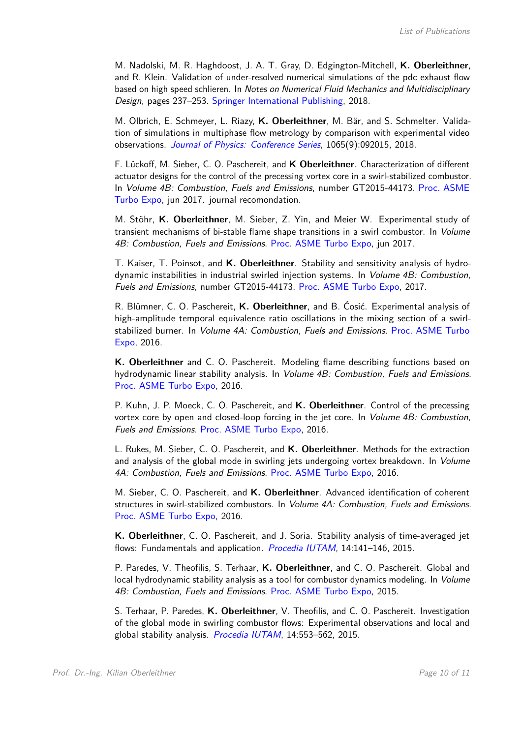M. Nadolski, M. R. Haghdoost, J. A. T. Gray, D. Edgington-Mitchell, **K. Oberleithner**, and R. Klein. Validation of under-resolved numerical simulations of the pdc exhaust flow based on high speed schlieren. In *Notes on Numerical Fluid Mechanics and Multidisciplinary Design*, pages 237–253. Springer International Publishing, 2018.

M. Olbrich, E. Schmeyer, L. Riazy, **K. Oberleithner**, M. Bär, and S. Schmelter. Validation of simulations in multiphase flow metrology by comparison with experimental video observations. *Journal of Physics: Conference Series*, 1065(9):092015, 2018.

F. Lückoff, M. Sieber, C. O. Paschereit, and **K Oberleithner**. Characterization of different actuator designs for the control of the precessing vortex core in a swirl-stabilized combustor. In *Volume 4B: Combustion, Fuels and Emissions*, number GT2015-44173. Proc. ASME Turbo Expo, jun 2017. journal recomondation.

M. Stöhr, **K. Oberleithner**, M. Sieber, Z. Yin, and Meier W. Experimental study of transient mechanisms of bi-stable flame shape transitions in a swirl combustor. In *Volume 4B: Combustion, Fuels and Emissions*. Proc. ASME Turbo Expo, jun 2017.

T. Kaiser, T. Poinsot, and **K. Oberleithner**. Stability and sensitivity analysis of hydrodynamic instabilities in industrial swirled injection systems. In *Volume 4B: Combustion, Fuels and Emissions*, number GT2015-44173. Proc. ASME Turbo Expo, 2017.

R. Blümner, C. O. Paschereit, **K. Oberleithner**, and B. Ćosić. Experimental analysis of high-amplitude temporal equivalence ratio oscillations in the mixing section of a swirl-stabilized burner. In *Volume 4A: Combustion, Fuels and Emissions*. Proc. ASME Turbo Expo, 2016.

**K. Oberleithner** and C. O. Paschereit. Modeling flame describing functions based on hydrodynamic linear stability analysis. In *Volume 4B: Combustion, Fuels and Emissions*. Proc. ASME Turbo Expo, 2016.

P. Kuhn, J. P. Moeck, C. O. Paschereit, and **K. Oberleithner**. Control of the precessing vortex core by open and closed-loop forcing in the jet core. In *Volume 4B: Combustion, Fuels and Emissions*. Proc. ASME Turbo Expo, 2016.

L. Rukes, M. Sieber, C. O. Paschereit, and **K. Oberleithner**. Methods for the extraction and analysis of the global mode in swirling jets undergoing vortex breakdown. In *Volume 4A: Combustion, Fuels and Emissions*. Proc. ASME Turbo Expo, 2016.

M. Sieber, C. O. Paschereit, and **K. Oberleithner**. Advanced identification of coherent structures in swirl-stabilized combustors. In *Volume 4A: Combustion, Fuels and Emissions*. Proc. ASME Turbo Expo, 2016.

**K. Oberleithner**, C. O. Paschereit, and J. Soria. Stability analysis of time-averaged jet flows: Fundamentals and application. *Procedia IUTAM*, 14:141–146, 2015.

P. Paredes, V. Theofilis, S. Terhaar, **K. Oberleithner**, and C. O. Paschereit. Global and local hydrodynamic stability analysis as a tool for combustor dynamics modeling. In *Volume 4B: Combustion, Fuels and Emissions*. Proc. ASME Turbo Expo, 2015.

S. Terhaar, P. Paredes, **K. Oberleithner**, V. Theofilis, and C. O. Paschereit. Investigation of the global mode in swirling combustor flows: Experimental observations and local and global stability analysis. *Procedia IUTAM*, 14:553–562, 2015.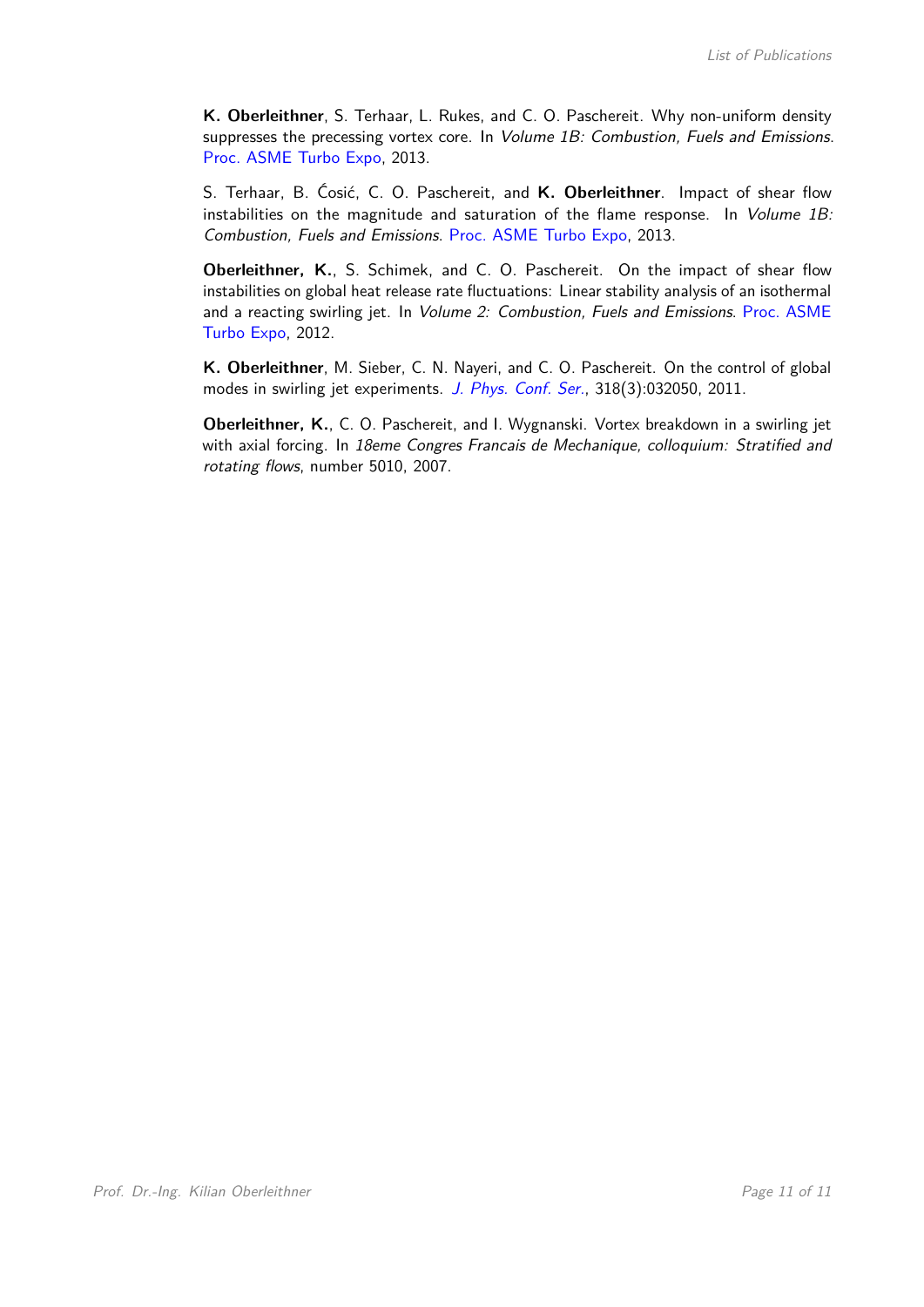**K. Oberleithner**, S. Terhaar, L. Rukes, and C. O. Paschereit. Why non-uniform density suppresses the precessing vortex core. In *Volume 1B: Combustion, Fuels and Emissions*. Proc. ASME Turbo Expo, 2013.

S. Terhaar, B. Ćosić, C. O. Paschereit, and **K. Oberleithner**. Impact of shear flow instabilities on the magnitude and saturation of the flame response. In *Volume 1B: Combustion, Fuels and Emissions*. Proc. ASME Turbo Expo, 2013.

**Oberleithner, K.**, S. Schimek, and C. O. Paschereit. On the impact of shear flow instabilities on global heat release rate fluctuations: Linear stability analysis of an isothermal and a reacting swirling jet. In *Volume 2: Combustion, Fuels and Emissions*. Proc. ASME Turbo Expo, 2012.

**K. Oberleithner**, M. Sieber, C. N. Nayeri, and C. O. Paschereit. On the control of global modes in swirling jet experiments. *J. Phys. Conf. Ser.*, 318(3):032050, 2011.

**Oberleithner, K.**, C. O. Paschereit, and I. Wygnanski. Vortex breakdown in a swirling jet with axial forcing. In *18eme Congres Francais de Mechanique, colloquium: Stratified and rotating flows*, number 5010, 2007.